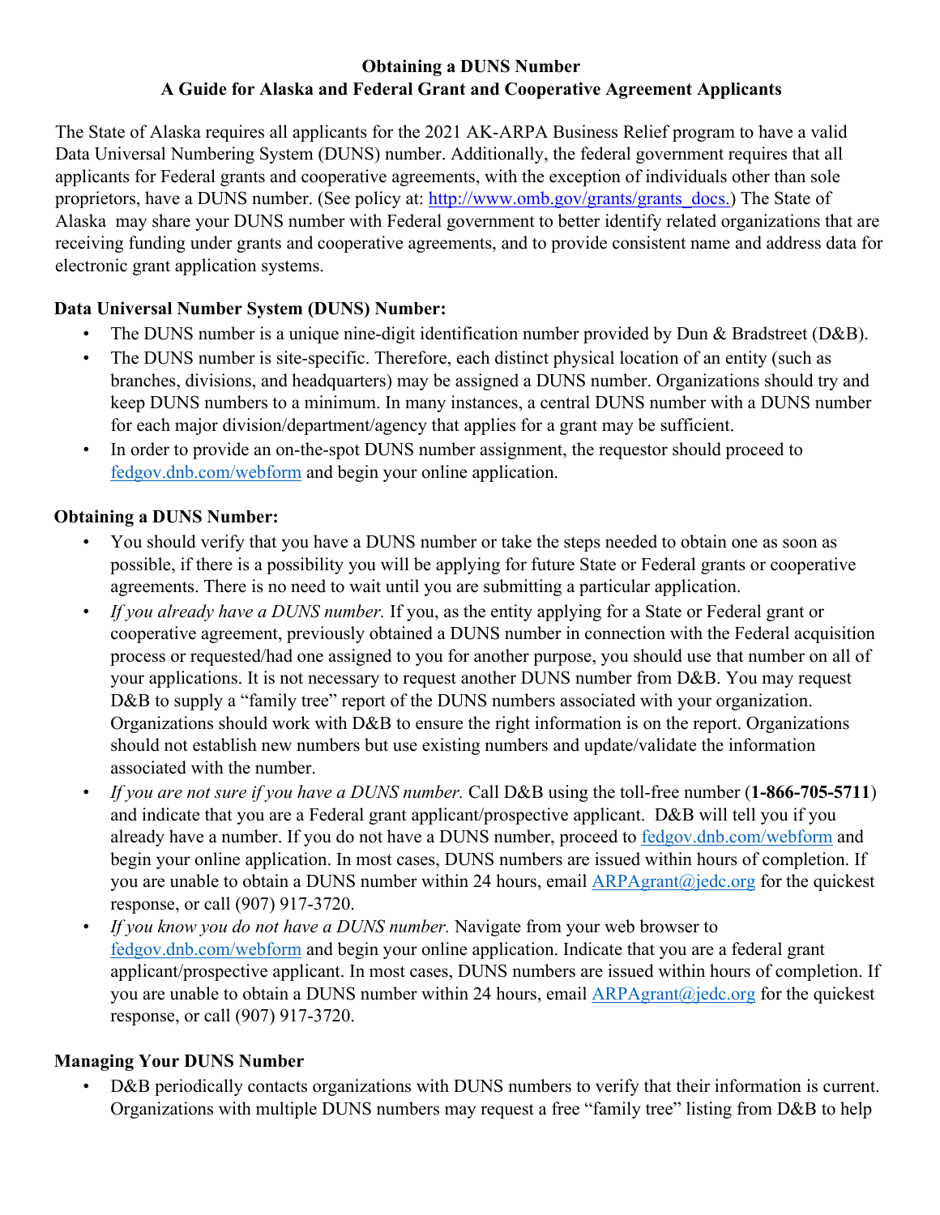**Obtaining a DUNS Number**
**A Guide for Alaska and Federal Grant and Cooperative Agreement Applicants**

The State of Alaska requires all applicants for the 2021 AK-ARPA Business Relief program to have a valid Data Universal Numbering System (DUNS) number. Additionally, the federal government requires that all applicants for Federal grants and cooperative agreements, with the exception of individuals other than sole proprietors, have a DUNS number. (See policy at: [http://www.omb.gov/grants/grants_docs.](http://www.omb.gov/grants/grants_docs)) The State of Alaska may share your DUNS number with Federal government to better identify related organizations that are receiving funding under grants and cooperative agreements, and to provide consistent name and address data for electronic grant application systems.

**Data Universal Number System (DUNS) Number:**

- The DUNS number is a unique nine-digit identification number provided by Dun & Bradstreet (D&B).
- The DUNS number is site-specific. Therefore, each distinct physical location of an entity (such as branches, divisions, and headquarters) may be assigned a DUNS number. Organizations should try and keep DUNS numbers to a minimum. In many instances, a central DUNS number with a DUNS number for each major division/department/agency that applies for a grant may be sufficient.
- In order to provide an on-the-spot DUNS number assignment, the requestor should proceed to [fedgov.dnb.com/webform](fedgov.dnb.com/webform) and begin your online application.

**Obtaining a DUNS Number:**

- You should verify that you have a DUNS number or take the steps needed to obtain one as soon as possible, if there is a possibility you will be applying for future State or Federal grants or cooperative agreements. There is no need to wait until you are submitting a particular application.
- *If you already have a DUNS number.* If you, as the entity applying for a State or Federal grant or cooperative agreement, previously obtained a DUNS number in connection with the Federal acquisition process or requested/had one assigned to you for another purpose, you should use that number on all of your applications. It is not necessary to request another DUNS number from D&B. You may request D&B to supply a "family tree" report of the DUNS numbers associated with your organization. Organizations should work with D&B to ensure the right information is on the report. Organizations should not establish new numbers but use existing numbers and update/validate the information associated with the number.
- *If you are not sure if you have a DUNS number.* Call D&B using the toll-free number (**1-866-705-5711**) and indicate that you are a Federal grant applicant/prospective applicant. D&B will tell you if you already have a number. If you do not have a DUNS number, proceed to [fedgov.dnb.com/webform](fedgov.dnb.com/webform) and begin your online application. In most cases, DUNS numbers are issued within hours of completion. If you are unable to obtain a DUNS number within 24 hours, email [ARPAgrant@jedc.org](mailto:ARPAgrant@jedc.org) for the quickest response, or call (907) 917-3720.
- *If you know you do not have a DUNS number.* Navigate from your web browser to [fedgov.dnb.com/webform](fedgov.dnb.com/webform) and begin your online application. Indicate that you are a federal grant applicant/prospective applicant. In most cases, DUNS numbers are issued within hours of completion. If you are unable to obtain a DUNS number within 24 hours, email [ARPAgrant@jedc.org](mailto:ARPAgrant@jedc.org) for the quickest response, or call (907) 917-3720.

**Managing Your DUNS Number**

- D&B periodically contacts organizations with DUNS numbers to verify that their information is current. Organizations with multiple DUNS numbers may request a free "family tree" listing from D&B to help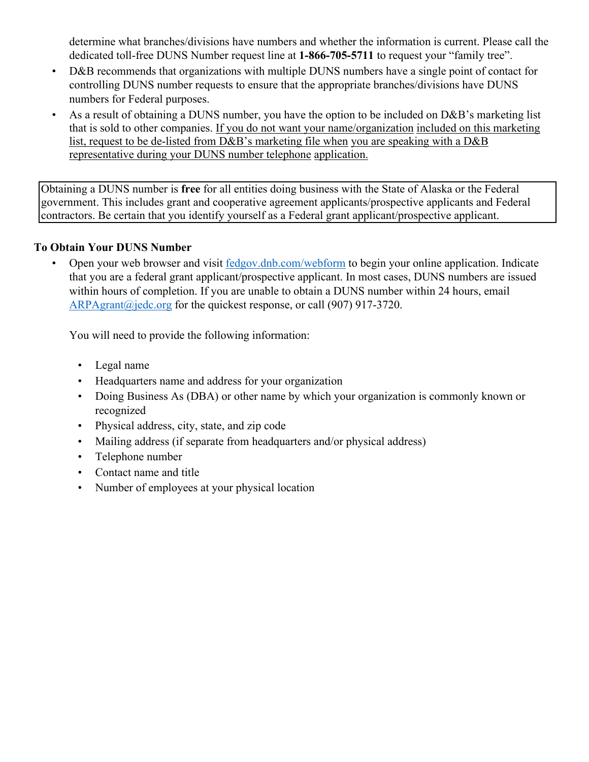determine what branches/divisions have numbers and whether the information is current. Please call the dedicated toll-free DUNS Number request line at **1-866-705-5711** to request your "family tree".

- D&B recommends that organizations with multiple DUNS numbers have a single point of contact for controlling DUNS number requests to ensure that the appropriate branches/divisions have DUNS numbers for Federal purposes.
- As a result of obtaining a DUNS number, you have the option to be included on D&B's marketing list that is sold to other companies. <u>If you do not want your name/organization included on this marketing list, request to be de-listed from D&B's marketing file when you are speaking with a D&B representative during your DUNS number telephone application.</u>

Obtaining a DUNS number is **free** for all entities doing business with the State of Alaska or the Federal government. This includes grant and cooperative agreement applicants/prospective applicants and Federal contractors. Be certain that you identify yourself as a Federal grant applicant/prospective applicant.

**To Obtain Your DUNS Number**

- Open your web browser and visit [fedgov.dnb.com/webform](fedgov.dnb.com/webform) to begin your online application. Indicate that you are a federal grant applicant/prospective applicant. In most cases, DUNS numbers are issued within hours of completion. If you are unable to obtain a DUNS number within 24 hours, email [ARPAgrant@jedc.org](mailto:ARPAgrant@jedc.org) for the quickest response, or call (907) 917-3720.

  You will need to provide the following information:

  - Legal name
  - Headquarters name and address for your organization
  - Doing Business As (DBA) or other name by which your organization is commonly known or recognized
  - Physical address, city, state, and zip code
  - Mailing address (if separate from headquarters and/or physical address)
  - Telephone number
  - Contact name and title
  - Number of employees at your physical location